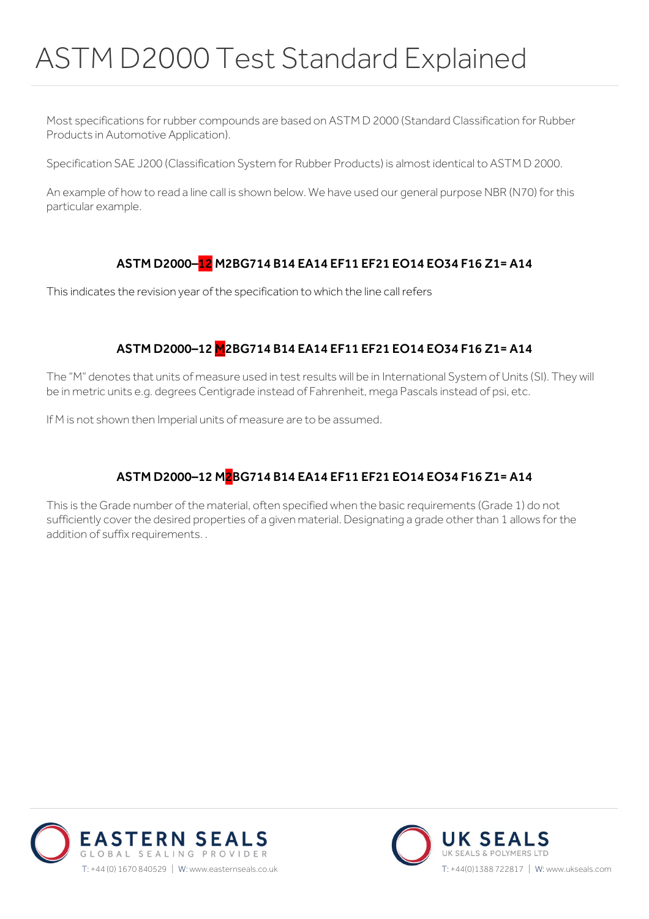# ASTM D2000 Test Standard Explained

Most specifications for rubber compounds are based on ASTM D 2000 (Standard Classification for Rubber Products in Automotive Application).

Specification SAE J200 (Classification System for Rubber Products) is almost identical to ASTM D 2000.

An example of how to read a line call is shown below. We have used our general purpose NBR (N70) for this particular example.

### ASTM D2000–12 M2BG714 B14 EA14 EF11 EF21 EO14 EO34 F16 Z1= A14

This indicates the revision year of the specification to which the line call refers

### ASTM D2000–12 M2BG714 B14 EA14 EF11 EF21 EO14 EO34 F16 Z1= A14

The "M" denotes that units of measure used in test results will be in International System of Units (SI). They will be in metric units e.g. degrees Centigrade instead of Fahrenheit, mega Pascals instead of psi, etc.

If M is not shown then Imperial units of measure are to be assumed.

### ASTM D2000–12 M2BG714 B14 EA14 EF11 EF21 EO14 EO34 F16 Z1= A14

This is the Grade number of the material, often specified when the basic requirements (Grade 1) do not sufficiently cover the desired properties of a given material. Designating a grade other than 1 allows for the addition of suffix requirements. .

EASTERN SEALS
GLOBAL SEALING PROVIDER
T: +44 (0) 1670 840529 | W: www.easternseals.co.uk

UK SEALS
UK SEALS & POLYMERS LTD
T: +44(0)1388 722817 | W: www.ukseals.com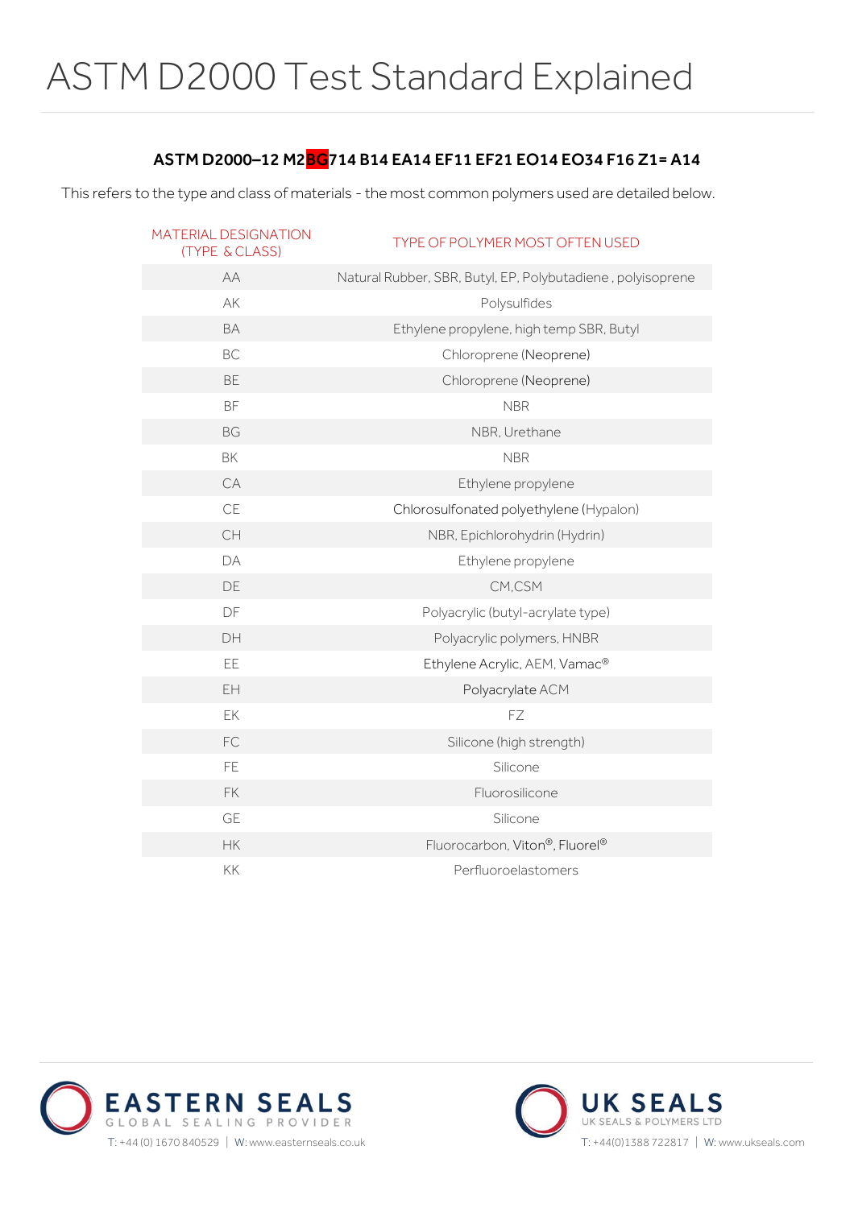# ASTM D2000 Test Standard Explained

**ASTM D2000–12 M2BG714 B14 EA14 EF11 EF21 EO14 EO34 F16 Z1= A14**

This refers to the type and class of materials - the most common polymers used are detailed below.

| MATERIAL DESIGNATION (TYPE & CLASS) | TYPE OF POLYMER MOST OFTEN USED |
|---|---|
| AA | Natural Rubber, SBR, Butyl, EP, Polybutadiene , polyisoprene |
| AK | Polysulfides |
| BA | Ethylene propylene, high temp SBR, Butyl |
| BC | Chloroprene (Neoprene) |
| BE | Chloroprene (Neoprene) |
| BF | NBR |
| BG | NBR, Urethane |
| BK | NBR |
| CA | Ethylene propylene |
| CE | Chlorosulfonated polyethylene (Hypalon) |
| CH | NBR, Epichlorohydrin (Hydrin) |
| DA | Ethylene propylene |
| DE | CM,CSM |
| DF | Polyacrylic (butyl-acrylate type) |
| DH | Polyacrylic polymers, HNBR |
| EE | Ethylene Acrylic, AEM, Vamac® |
| EH | Polyacrylate ACM |
| EK | FZ |
| FC | Silicone (high strength) |
| FE | Silicone |
| FK | Fluorosilicone |
| GE | Silicone |
| HK | Fluorocarbon, Viton®, Fluorel® |
| KK | Perfluoroelastomers |

EASTERN SEALS
GLOBAL SEALING PROVIDER
T: +44 (0) 1670 840529 | W: www.easternseals.co.uk

UK SEALS
UK SEALS & POLYMERS LTD
T: +44(0)1388 722817 | W: www.ukseals.com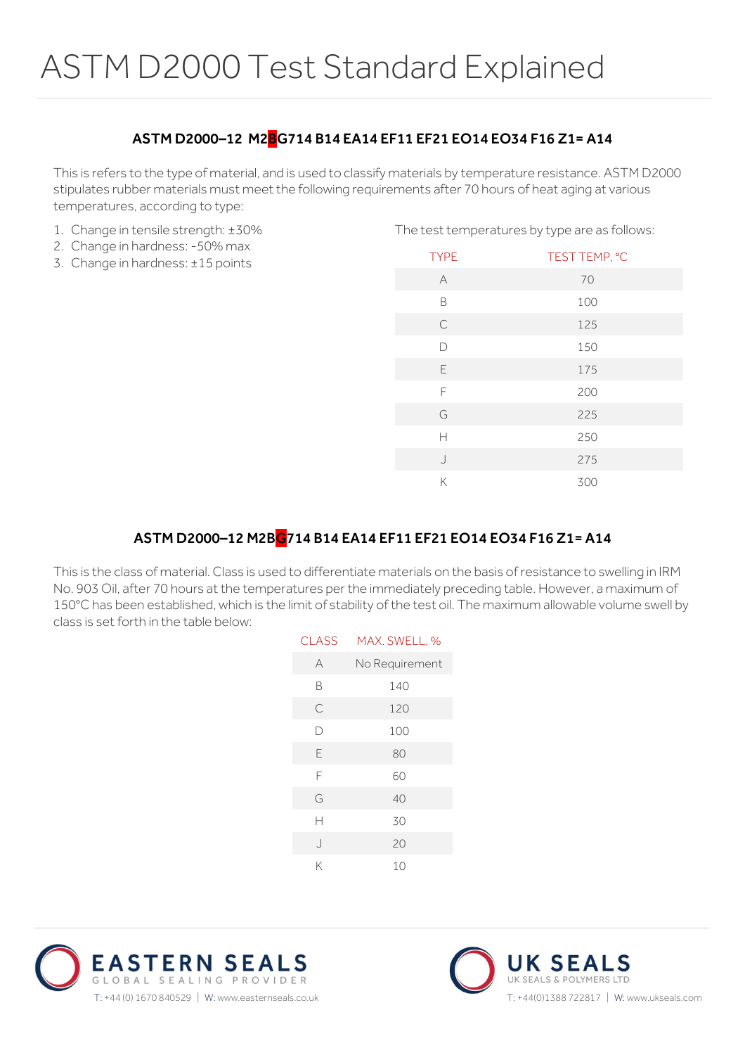# ASTM D2000 Test Standard Explained

### ASTM D2000–12 M2BG714 B14 EA14 EF11 EF21 EO14 EO34 F16 Z1= A14

This is refers to the type of material, and is used to classify materials by temperature resistance. ASTM D2000 stipulates rubber materials must meet the following requirements after 70 hours of heat aging at various temperatures, according to type:

1. Change in tensile strength: ±30%
2. Change in hardness: -50% max
3. Change in hardness: ±15 points

The test temperatures by type are as follows:

| TYPE | TEST TEMP, °C |
|---|---|
| A | 70 |
| B | 100 |
| C | 125 |
| D | 150 |
| E | 175 |
| F | 200 |
| G | 225 |
| H | 250 |
| J | 275 |
| K | 300 |

### ASTM D2000–12 M2BG714 B14 EA14 EF11 EF21 EO14 EO34 F16 Z1= A14

This is the class of material. Class is used to differentiate materials on the basis of resistance to swelling in IRM No. 903 Oil, after 70 hours at the temperatures per the immediately preceding table. However, a maximum of 150°C has been established, which is the limit of stability of the test oil. The maximum allowable volume swell by class is set forth in the table below:

| CLASS | MAX. SWELL, % |
|---|---|
| A | No Requirement |
| B | 140 |
| C | 120 |
| D | 100 |
| E | 80 |
| F | 60 |
| G | 40 |
| H | 30 |
| J | 20 |
| K | 10 |

EASTERN SEALS
GLOBAL SEALING PROVIDER
T: +44 (0) 1670 840529 | W: www.easternseals.co.uk

UK SEALS
UK SEALS & POLYMERS LTD
T: +44(0)1388 722817 | W: www.ukseals.com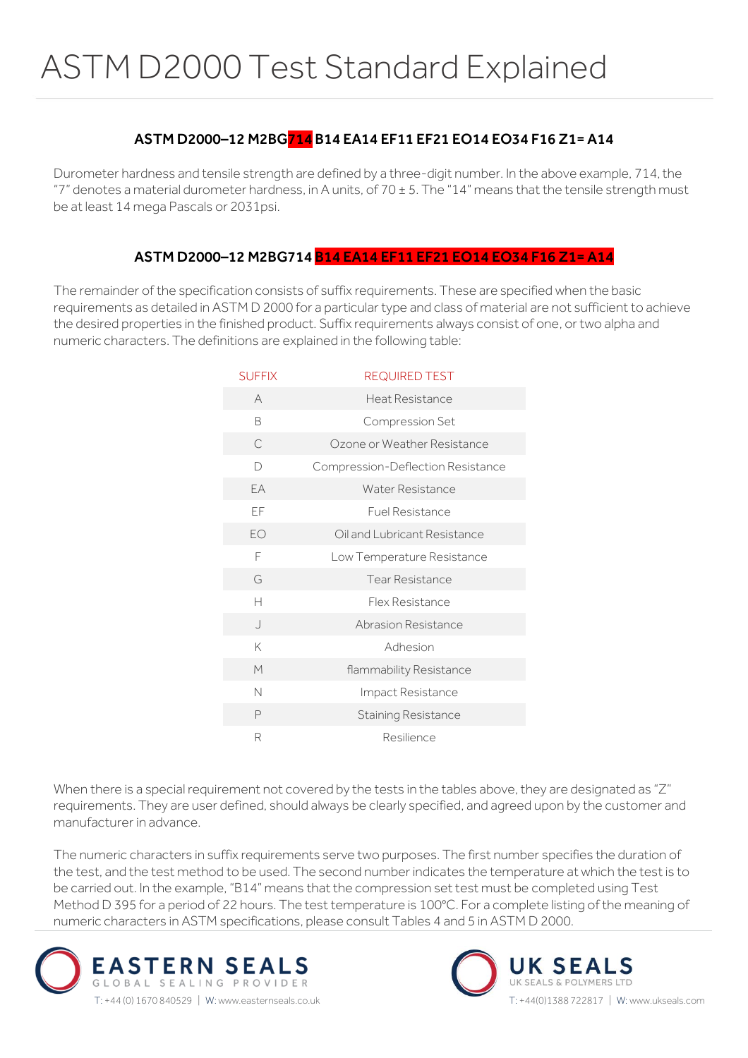# ASTM D2000 Test Standard Explained

**ASTM D2000–12 M2BG714 B14 EA14 EF11 EF21 EO14 EO34 F16 Z1= A14**

Durometer hardness and tensile strength are defined by a three-digit number. In the above example, 714, the "7" denotes a material durometer hardness, in A units, of 70 ± 5. The "14" means that the tensile strength must be at least 14 mega Pascals or 2031psi.

**ASTM D2000–12 M2BG714 B14 EA14 EF11 EF21 EO14 EO34 F16 Z1= A14**

The remainder of the specification consists of suffix requirements. These are specified when the basic requirements as detailed in ASTM D 2000 for a particular type and class of material are not sufficient to achieve the desired properties in the finished product. Suffix requirements always consist of one, or two alpha and numeric characters. The definitions are explained in the following table:

| SUFFIX | REQUIRED TEST |
|---|---|
| A | Heat Resistance |
| B | Compression Set |
| C | Ozone or Weather Resistance |
| D | Compression-Deflection Resistance |
| EA | Water Resistance |
| EF | Fuel Resistance |
| EO | Oil and Lubricant Resistance |
| F | Low Temperature Resistance |
| G | Tear Resistance |
| H | Flex Resistance |
| J | Abrasion Resistance |
| K | Adhesion |
| M | flammability Resistance |
| N | Impact Resistance |
| P | Staining Resistance |
| R | Resilience |

When there is a special requirement not covered by the tests in the tables above, they are designated as "Z" requirements. They are user defined, should always be clearly specified, and agreed upon by the customer and manufacturer in advance.

The numeric characters in suffix requirements serve two purposes. The first number specifies the duration of the test, and the test method to be used. The second number indicates the temperature at which the test is to be carried out. In the example, "B14" means that the compression set test must be completed using Test Method D 395 for a period of 22 hours. The test temperature is 100°C. For a complete listing of the meaning of numeric characters in ASTM specifications, please consult Tables 4 and 5 in ASTM D 2000.

EASTERN SEALS
GLOBAL SEALING PROVIDER
T: +44 (0) 1670 840529 | W: www.easternseals.co.uk

UK SEALS
UK SEALS & POLYMERS LTD
T: +44(0)1388 722817 | W: www.ukseals.com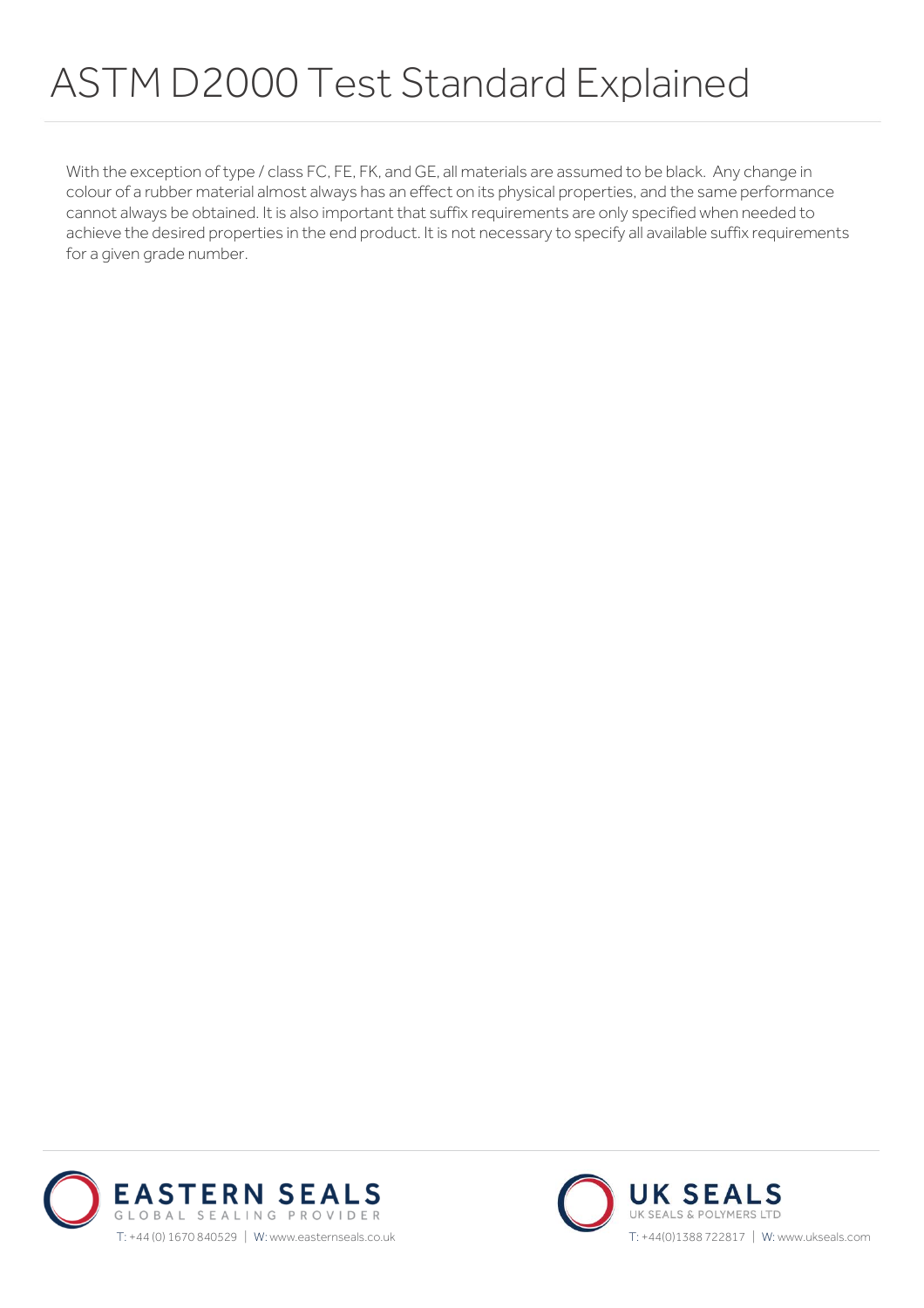With the exception of type / class FC, FE, FK, and GE, all materials are assumed to be black. Any change in colour of a rubber material almost always has an effect on its physical properties, and the same performance cannot always be obtained. It is also important that suffix requirements are only specified when needed to achieve the desired properties in the end product. It is not necessary to specify all available suffix requirements for a given grade number.